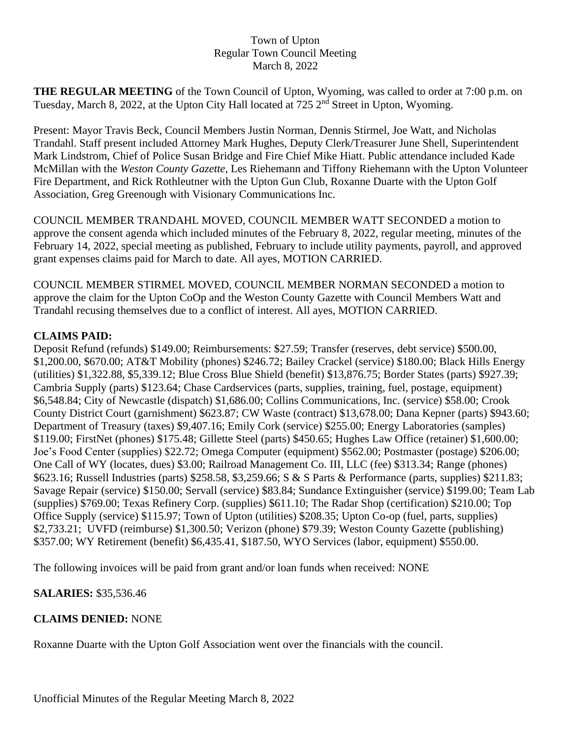Town of Upton
Regular Town Council Meeting
March 8, 2022

**THE REGULAR MEETING** of the Town Council of Upton, Wyoming, was called to order at 7:00 p.m. on Tuesday, March 8, 2022, at the Upton City Hall located at 725 2nd Street in Upton, Wyoming.

Present: Mayor Travis Beck, Council Members Justin Norman, Dennis Stirmel, Joe Watt, and Nicholas Trandahl. Staff present included Attorney Mark Hughes, Deputy Clerk/Treasurer June Shell, Superintendent Mark Lindstrom, Chief of Police Susan Bridge and Fire Chief Mike Hiatt. Public attendance included Kade McMillan with the *Weston County Gazette*, Les Riehemann and Tiffony Riehemann with the Upton Volunteer Fire Department, and Rick Rothleutner with the Upton Gun Club, Roxanne Duarte with the Upton Golf Association, Greg Greenough with Visionary Communications Inc.

COUNCIL MEMBER TRANDAHL MOVED, COUNCIL MEMBER WATT SECONDED a motion to approve the consent agenda which included minutes of the February 8, 2022, regular meeting, minutes of the February 14, 2022, special meeting as published, February to include utility payments, payroll, and approved grant expenses claims paid for March to date. All ayes, MOTION CARRIED.

COUNCIL MEMBER STIRMEL MOVED, COUNCIL MEMBER NORMAN SECONDED a motion to approve the claim for the Upton CoOp and the Weston County Gazette with Council Members Watt and Trandahl recusing themselves due to a conflict of interest. All ayes, MOTION CARRIED.

**CLAIMS PAID:**
Deposit Refund (refunds) $149.00; Reimbursements: $27.59; Transfer (reserves, debt service) $500.00, $1,200.00, $670.00; AT&T Mobility (phones) $246.72; Bailey Crackel (service) $180.00; Black Hills Energy (utilities) $1,322.88, $5,339.12; Blue Cross Blue Shield (benefit) $13,876.75; Border States (parts) $927.39; Cambria Supply (parts) $123.64; Chase Cardservices (parts, supplies, training, fuel, postage, equipment) $6,548.84; City of Newcastle (dispatch) $1,686.00; Collins Communications, Inc. (service) $58.00; Crook County District Court (garnishment) $623.87; CW Waste (contract) $13,678.00; Dana Kepner (parts) $943.60; Department of Treasury (taxes) $9,407.16; Emily Cork (service) $255.00; Energy Laboratories (samples) $119.00; FirstNet (phones) $175.48; Gillette Steel (parts) $450.65; Hughes Law Office (retainer) $1,600.00; Joe's Food Center (supplies) $22.72; Omega Computer (equipment) $562.00; Postmaster (postage) $206.00; One Call of WY (locates, dues) $3.00; Railroad Management Co. III, LLC (fee) $313.34; Range (phones) $623.16; Russell Industries (parts) $258.58, $3,259.66; S & S Parts & Performance (parts, supplies) $211.83; Savage Repair (service) $150.00; Servall (service) $83.84; Sundance Extinguisher (service) $199.00; Team Lab (supplies) $769.00; Texas Refinery Corp. (supplies) $611.10; The Radar Shop (certification) $210.00; Top Office Supply (service) $115.97; Town of Upton (utilities) $208.35; Upton Co-op (fuel, parts, supplies) $2,733.21; UVFD (reimburse) $1,300.50; Verizon (phone) $79.39; Weston County Gazette (publishing) $357.00; WY Retirement (benefit) $6,435.41, $187.50, WYO Services (labor, equipment) $550.00.

The following invoices will be paid from grant and/or loan funds when received: NONE

**SALARIES:** $35,536.46

**CLAIMS DENIED:** NONE

Roxanne Duarte with the Upton Golf Association went over the financials with the council.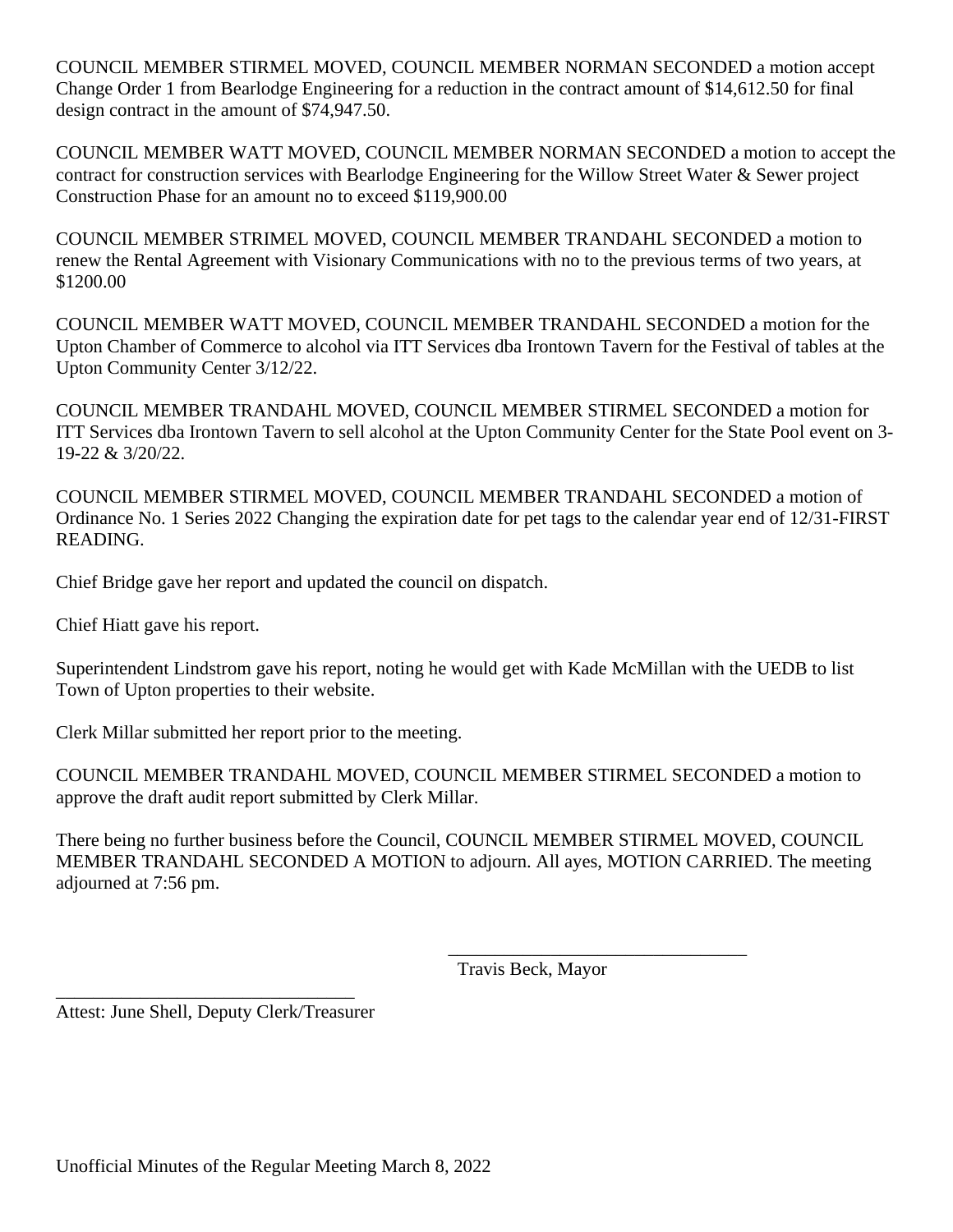COUNCIL MEMBER STIRMEL MOVED, COUNCIL MEMBER NORMAN SECONDED a motion accept Change Order 1 from Bearlodge Engineering for a reduction in the contract amount of $14,612.50 for final design contract in the amount of $74,947.50.

COUNCIL MEMBER WATT MOVED, COUNCIL MEMBER NORMAN SECONDED a motion to accept the contract for construction services with Bearlodge Engineering for the Willow Street Water & Sewer project Construction Phase for an amount no to exceed $119,900.00

COUNCIL MEMBER STRIMEL MOVED, COUNCIL MEMBER TRANDAHL SECONDED a motion to renew the Rental Agreement with Visionary Communications with no to the previous terms of two years, at $1200.00

COUNCIL MEMBER WATT MOVED, COUNCIL MEMBER TRANDAHL SECONDED a motion for the Upton Chamber of Commerce to alcohol via ITT Services dba Irontown Tavern for the Festival of tables at the Upton Community Center 3/12/22.

COUNCIL MEMBER TRANDAHL MOVED, COUNCIL MEMBER STIRMEL SECONDED a motion for ITT Services dba Irontown Tavern to sell alcohol at the Upton Community Center for the State Pool event on 3-19-22 & 3/20/22.

COUNCIL MEMBER STIRMEL MOVED, COUNCIL MEMBER TRANDAHL SECONDED a motion of Ordinance No. 1 Series 2022 Changing the expiration date for pet tags to the calendar year end of 12/31-FIRST READING.

Chief Bridge gave her report and updated the council on dispatch.

Chief Hiatt gave his report.

Superintendent Lindstrom gave his report, noting he would get with Kade McMillan with the UEDB to list Town of Upton properties to their website.

Clerk Millar submitted her report prior to the meeting.

COUNCIL MEMBER TRANDAHL MOVED, COUNCIL MEMBER STIRMEL SECONDED a motion to approve the draft audit report submitted by Clerk Millar.

There being no further business before the Council, COUNCIL MEMBER STIRMEL MOVED, COUNCIL MEMBER TRANDAHL SECONDED A MOTION to adjourn. All ayes, MOTION CARRIED. The meeting adjourned at 7:56 pm.

\_\_\_\_\_\_\_\_\_\_\_\_\_\_\_\_\_\_\_\_\_\_\_\_\_\_\_\_\_\_\_\_
Travis Beck, Mayor

\_\_\_\_\_\_\_\_\_\_\_\_\_\_\_\_\_\_\_\_\_\_\_\_\_\_\_\_\_\_\_\_
Attest: June Shell, Deputy Clerk/Treasurer

Unofficial Minutes of the Regular Meeting March 8, 2022